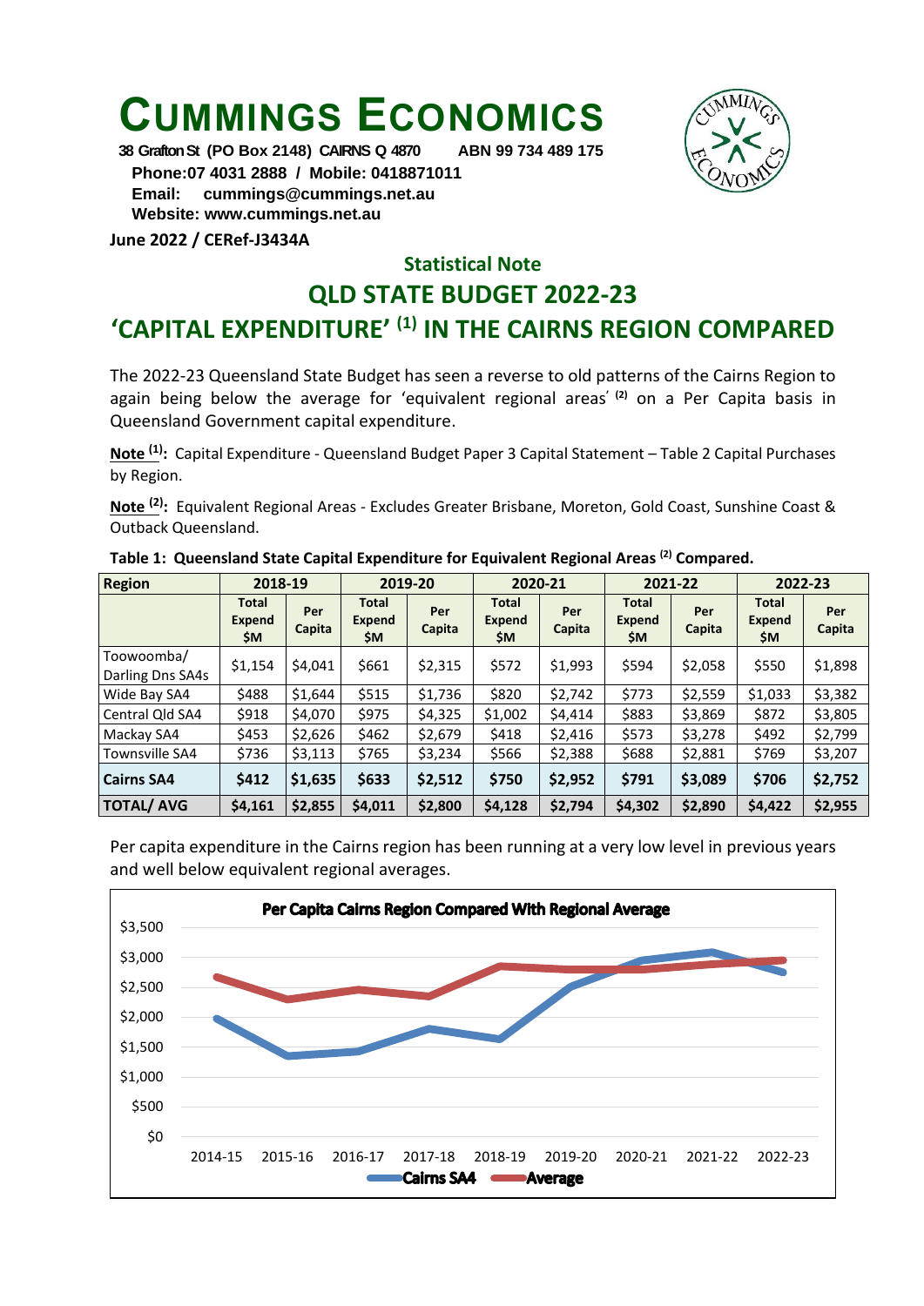# CUMMINGS ECONOMICS

**38 Grafton St (PO Box 2148) CAIRNS Q 4870 ABN 99 734 489 175**
**Phone:07 4031 2888 / Mobile: 0418871011**
**Email: cummings@cummings.net.au**
**Website: www.cummings.net.au**

**June 2022 / CERef-J3434A**

## Statistical Note

## QLD STATE BUDGET 2022-23

## 'CAPITAL EXPENDITURE' [1] IN THE CAIRNS REGION COMPARED

The 2022-23 Queensland State Budget has seen a reverse to old patterns of the Cairns Region to again being below the average for 'equivalent regional areas' [2] on a Per Capita basis in Queensland Government capital expenditure.

**Note [1]:** Capital Expenditure - Queensland Budget Paper 3 Capital Statement – Table 2 Capital Purchases by Region.

**Note [2]:** Equivalent Regional Areas - Excludes Greater Brisbane, Moreton, Gold Coast, Sunshine Coast & Outback Queensland.

**Table 1: Queensland State Capital Expenditure for Equivalent Regional Areas [2] Compared.**

| Region | 2018-19 | | 2019-20 | | 2020-21 | | 2021-22 | | 2022-23 | |
|---|---|---|---|---|---|---|---|---|---|---|
| | Total Expend $M | Per Capita | Total Expend $M | Per Capita | Total Expend $M | Per Capita | Total Expend $M | Per Capita | Total Expend $M | Per Capita |
| Toowoomba/ Darling Dns SA4s | $1,154 | $4,041 | $661 | $2,315 | $572 | $1,993 | $594 | $2,058 | $550 | $1,898 |
| Wide Bay SA4 | $488 | $1,644 | $515 | $1,736 | $820 | $2,742 | $773 | $2,559 | $1,033 | $3,382 |
| Central Qld SA4 | $918 | $4,070 | $975 | $4,325 | $1,002 | $4,414 | $883 | $3,869 | $872 | $3,805 |
| Mackay SA4 | $453 | $2,626 | $462 | $2,679 | $418 | $2,416 | $573 | $3,278 | $492 | $2,799 |
| Townsville SA4 | $736 | $3,113 | $765 | $3,234 | $566 | $2,388 | $688 | $2,881 | $769 | $3,207 |
| **Cairns SA4** | **$412** | **$1,635** | **$633** | **$2,512** | **$750** | **$2,952** | **$791** | **$3,089** | **$706** | **$2,752** |
| **TOTAL/ AVG** | **$4,161** | **$2,855** | **$4,011** | **$2,800** | **$4,128** | **$2,794** | **$4,302** | **$2,890** | **$4,422** | **$2,955** |

Per capita expenditure in the Cairns region has been running at a very low level in previous years and well below equivalent regional averages.

**Per Capita Cairns Region Compared With Regional Average**

(Chart: Cairns SA4 vs Average, 2014-15 to 2022-23; y-axis $0 to $3,500)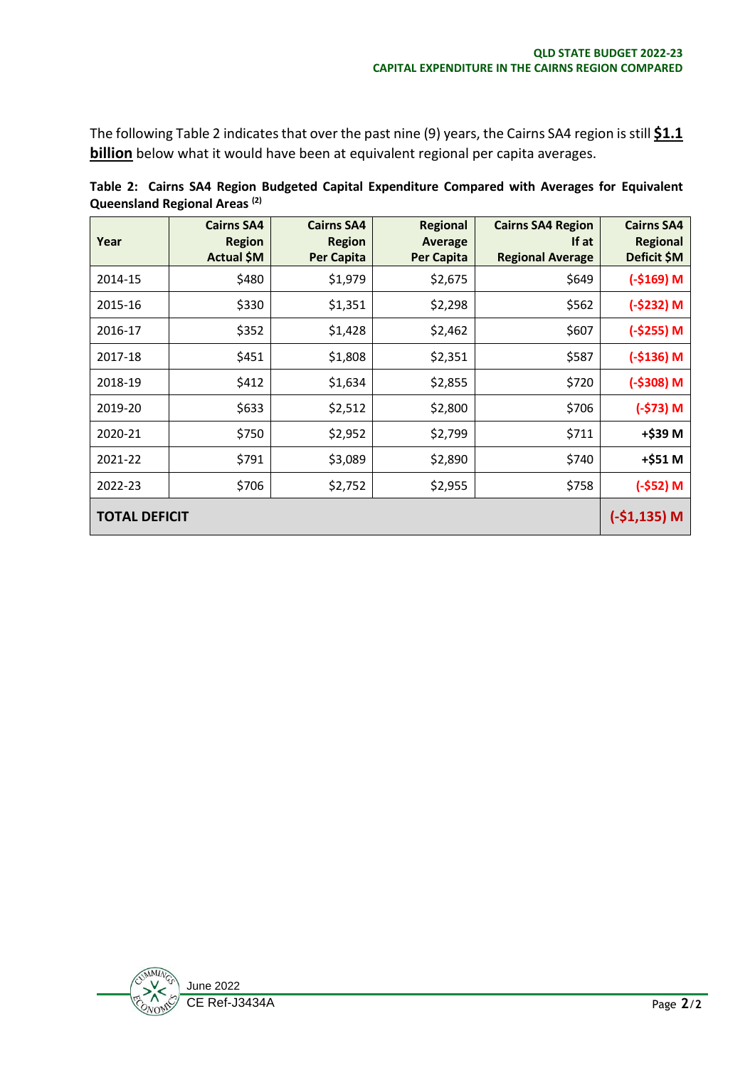The following Table 2 indicates that over the past nine (9) years, the Cairns SA4 region is still **$1.1 billion** below what it would have been at equivalent regional per capita averages.

**Table 2: Cairns SA4 Region Budgeted Capital Expenditure Compared with Averages for Equivalent Queensland Regional Areas** [(2)]

| Year | Cairns SA4 Region Actual $M | Cairns SA4 Region Per Capita | Regional Average Per Capita | Cairns SA4 Region If at Regional Average | Cairns SA4 Regional Deficit $M |
|---|---|---|---|---|---|
| 2014-15 | $480 | $1,979 | $2,675 | $649 | **(-$169) M** |
| 2015-16 | $330 | $1,351 | $2,298 | $562 | **(-$232) M** |
| 2016-17 | $352 | $1,428 | $2,462 | $607 | **(-$255) M** |
| 2017-18 | $451 | $1,808 | $2,351 | $587 | **(-$136) M** |
| 2018-19 | $412 | $1,634 | $2,855 | $720 | **(-$308) M** |
| 2019-20 | $633 | $2,512 | $2,800 | $706 | **(-$73) M** |
| 2020-21 | $750 | $2,952 | $2,799 | $711 | **+$39 M** |
| 2021-22 | $791 | $3,089 | $2,890 | $740 | **+$51 M** |
| 2022-23 | $706 | $2,752 | $2,955 | $758 | **(-$52) M** |
| **TOTAL DEFICIT** | | | | | **(-$1,135) M** |